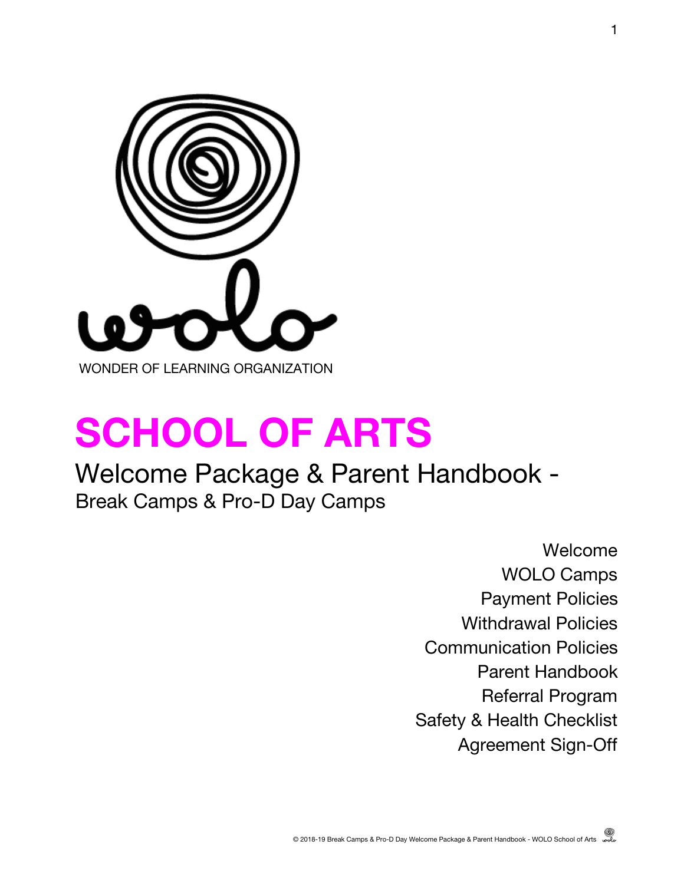WONDER OF LEARNING ORGANIZATION

# SCHOOL OF ARTS

## Welcome Package & Parent Handbook - 
Break Camps & Pro-D Day Camps

- Welcome
- WOLO Camps
- Payment Policies
- Withdrawal Policies
- Communication Policies
- Parent Handbook
- Referral Program
- Safety & Health Checklist
- Agreement Sign-Off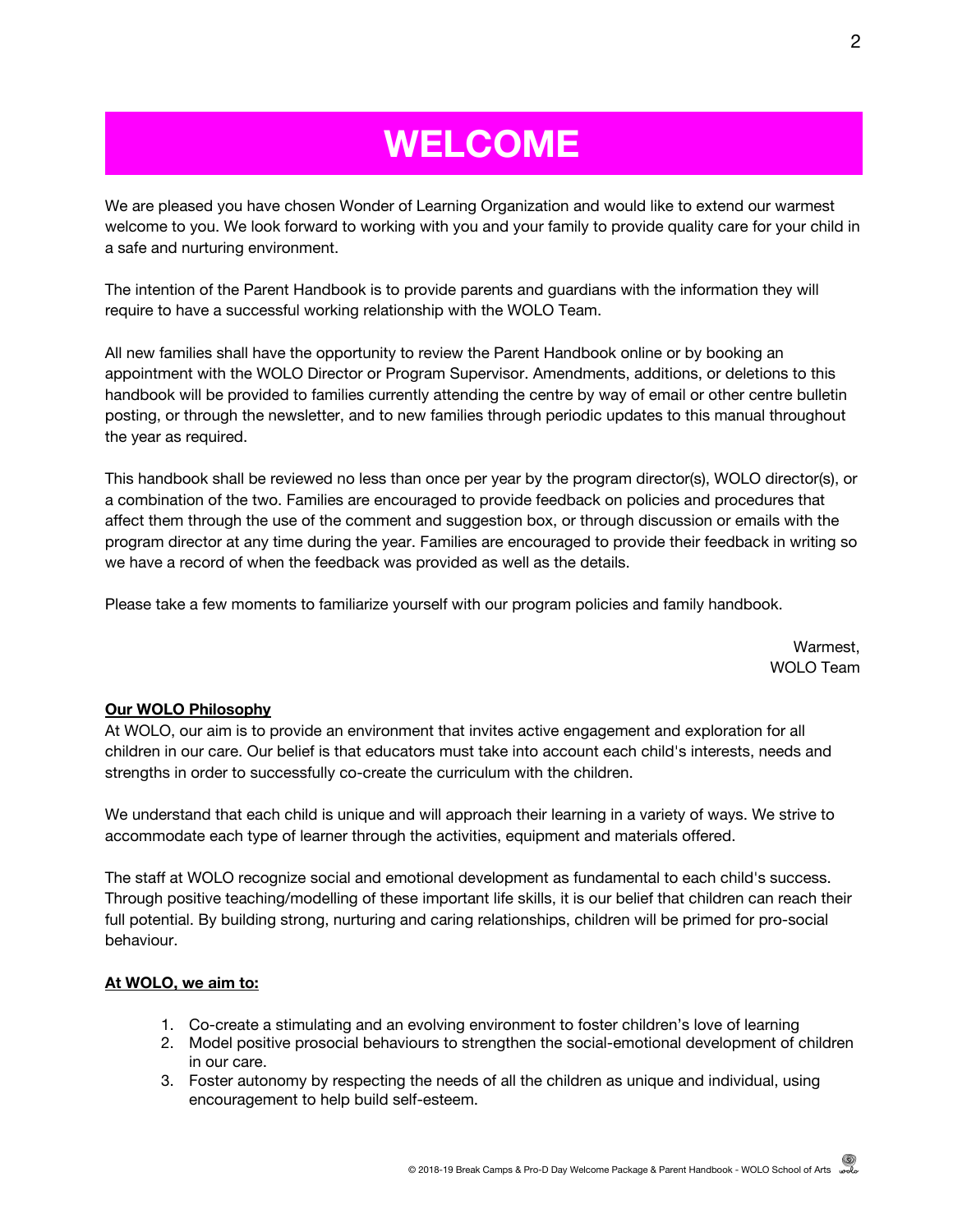# WELCOME

We are pleased you have chosen Wonder of Learning Organization and would like to extend our warmest welcome to you. We look forward to working with you and your family to provide quality care for your child in a safe and nurturing environment.

The intention of the Parent Handbook is to provide parents and guardians with the information they will require to have a successful working relationship with the WOLO Team.

All new families shall have the opportunity to review the Parent Handbook online or by booking an appointment with the WOLO Director or Program Supervisor. Amendments, additions, or deletions to this handbook will be provided to families currently attending the centre by way of email or other centre bulletin posting, or through the newsletter, and to new families through periodic updates to this manual throughout the year as required.

This handbook shall be reviewed no less than once per year by the program director(s), WOLO director(s), or a combination of the two. Families are encouraged to provide feedback on policies and procedures that affect them through the use of the comment and suggestion box, or through discussion or emails with the program director at any time during the year. Families are encouraged to provide their feedback in writing so we have a record of when the feedback was provided as well as the details.

Please take a few moments to familiarize yourself with our program policies and family handbook.

Warmest,
WOLO Team

**Our WOLO Philosophy**

At WOLO, our aim is to provide an environment that invites active engagement and exploration for all children in our care. Our belief is that educators must take into account each child's interests, needs and strengths in order to successfully co-create the curriculum with the children.

We understand that each child is unique and will approach their learning in a variety of ways. We strive to accommodate each type of learner through the activities, equipment and materials offered.

The staff at WOLO recognize social and emotional development as fundamental to each child's success. Through positive teaching/modelling of these important life skills, it is our belief that children can reach their full potential. By building strong, nurturing and caring relationships, children will be primed for pro-social behaviour.

**At WOLO, we aim to:**

1. Co-create a stimulating and an evolving environment to foster children's love of learning
2. Model positive prosocial behaviours to strengthen the social-emotional development of children in our care.
3. Foster autonomy by respecting the needs of all the children as unique and individual, using encouragement to help build self-esteem.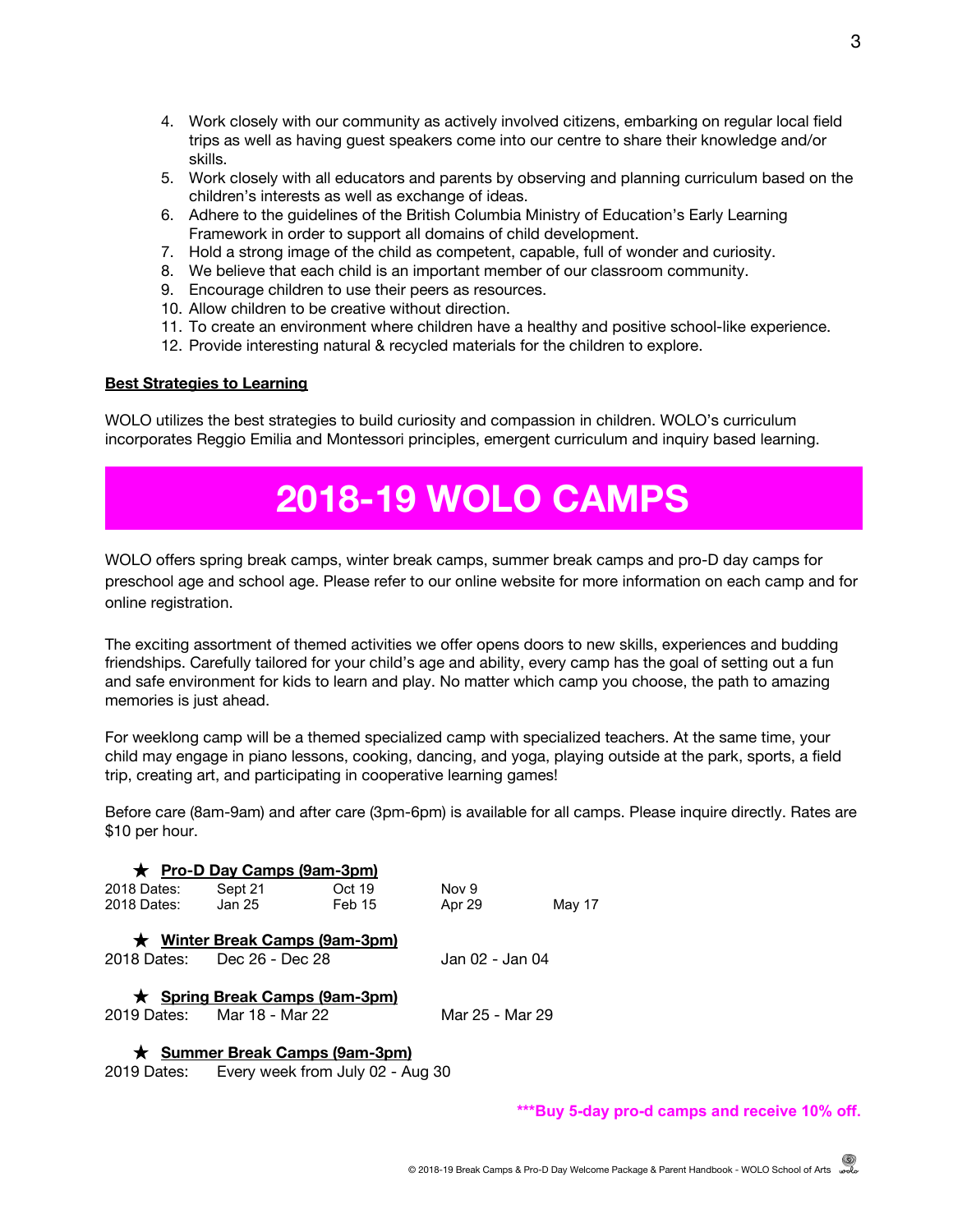4. Work closely with our community as actively involved citizens, embarking on regular local field trips as well as having guest speakers come into our centre to share their knowledge and/or skills.
5. Work closely with all educators and parents by observing and planning curriculum based on the children's interests as well as exchange of ideas.
6. Adhere to the guidelines of the British Columbia Ministry of Education's Early Learning Framework in order to support all domains of child development.
7. Hold a strong image of the child as competent, capable, full of wonder and curiosity.
8. We believe that each child is an important member of our classroom community.
9. Encourage children to use their peers as resources.
10. Allow children to be creative without direction.
11. To create an environment where children have a healthy and positive school-like experience.
12. Provide interesting natural & recycled materials for the children to explore.

**Best Strategies to Learning**

WOLO utilizes the best strategies to build curiosity and compassion in children. WOLO's curriculum incorporates Reggio Emilia and Montessori principles, emergent curriculum and inquiry based learning.

# 2018-19 WOLO CAMPS

WOLO offers spring break camps, winter break camps, summer break camps and pro-D day camps for preschool age and school age. Please refer to our online website for more information on each camp and for online registration.

The exciting assortment of themed activities we offer opens doors to new skills, experiences and budding friendships. Carefully tailored for your child's age and ability, every camp has the goal of setting out a fun and safe environment for kids to learn and play. No matter which camp you choose, the path to amazing memories is just ahead.

For weeklong camp will be a themed specialized camp with specialized teachers. At the same time, your child may engage in piano lessons, cooking, dancing, and yoga, playing outside at the park, sports, a field trip, creating art, and participating in cooperative learning games!

Before care (8am-9am) and after care (3pm-6pm) is available for all camps. Please inquire directly. Rates are $10 per hour.

★ **Pro-D Day Camps (9am-3pm)**

| | | | | |
|---|---|---|---|---|
| 2018 Dates: | Sept 21 | Oct 19 | Nov 9 | |
| 2018 Dates: | Jan 25 | Feb 15 | Apr 29 | May 17 |

★ **Winter Break Camps (9am-3pm)**

2018 Dates: Dec 26 - Dec 28 &nbsp;&nbsp;&nbsp; Jan 02 - Jan 04

★ **Spring Break Camps (9am-3pm)**

2019 Dates: Mar 18 - Mar 22 &nbsp;&nbsp;&nbsp; Mar 25 - Mar 29

★ **Summer Break Camps (9am-3pm)**

2019 Dates: Every week from July 02 - Aug 30

**\*\*\*Buy 5-day pro-d camps and receive 10% off.**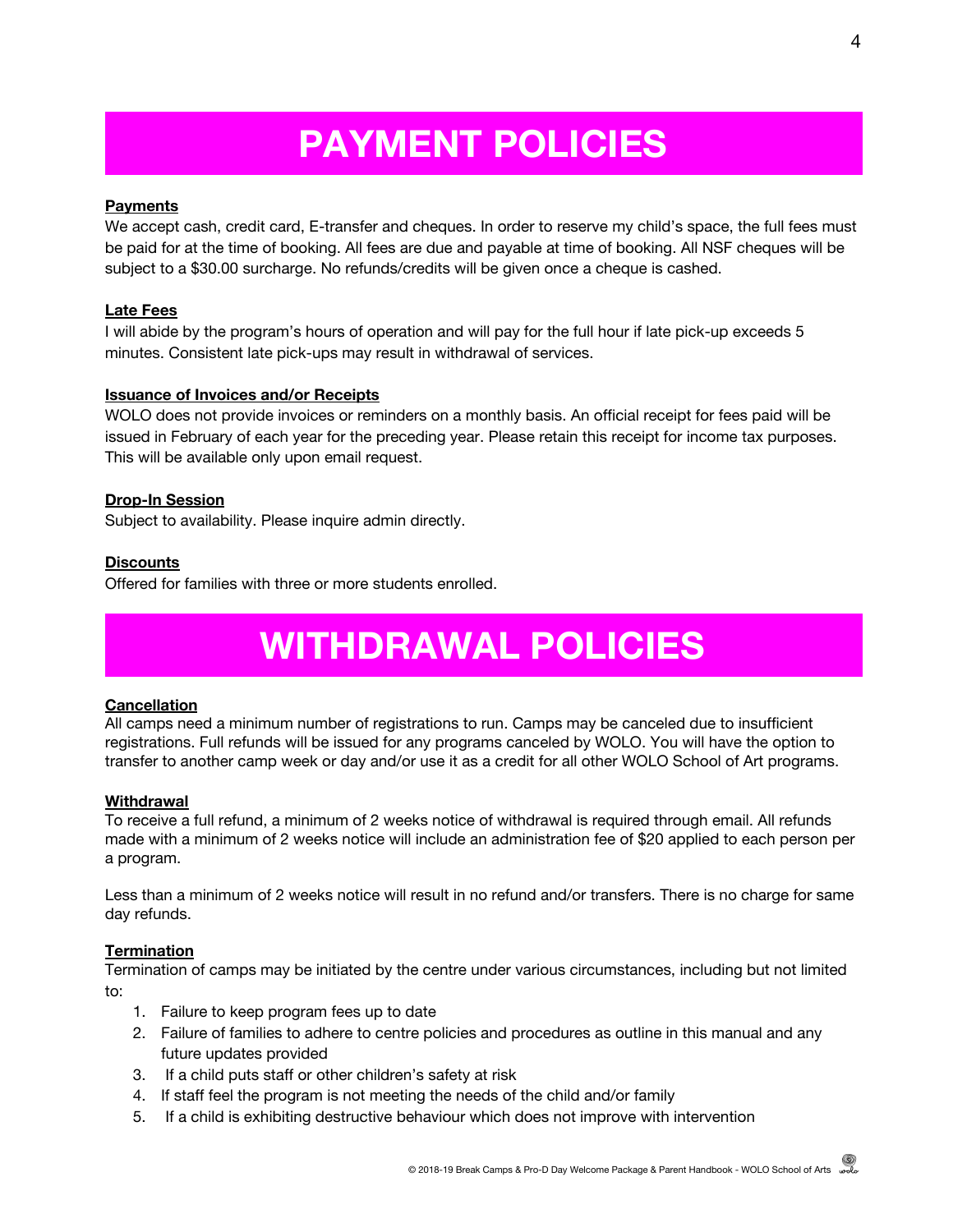# PAYMENT POLICIES

**Payments**

We accept cash, credit card, E-transfer and cheques. In order to reserve my child's space, the full fees must be paid for at the time of booking. All fees are due and payable at time of booking. All NSF cheques will be subject to a $30.00 surcharge. No refunds/credits will be given once a cheque is cashed.

**Late Fees**

I will abide by the program's hours of operation and will pay for the full hour if late pick-up exceeds 5 minutes. Consistent late pick-ups may result in withdrawal of services.

**Issuance of Invoices and/or Receipts**

WOLO does not provide invoices or reminders on a monthly basis. An official receipt for fees paid will be issued in February of each year for the preceding year. Please retain this receipt for income tax purposes. This will be available only upon email request.

**Drop-In Session**

Subject to availability. Please inquire admin directly.

**Discounts**

Offered for families with three or more students enrolled.

# WITHDRAWAL POLICIES

**Cancellation**

All camps need a minimum number of registrations to run. Camps may be canceled due to insufficient registrations. Full refunds will be issued for any programs canceled by WOLO. You will have the option to transfer to another camp week or day and/or use it as a credit for all other WOLO School of Art programs.

**Withdrawal**

To receive a full refund, a minimum of 2 weeks notice of withdrawal is required through email. All refunds made with a minimum of 2 weeks notice will include an administration fee of $20 applied to each person per a program.

Less than a minimum of 2 weeks notice will result in no refund and/or transfers. There is no charge for same day refunds.

**Termination**

Termination of camps may be initiated by the centre under various circumstances, including but not limited to:

1. Failure to keep program fees up to date
2. Failure of families to adhere to centre policies and procedures as outline in this manual and any future updates provided
3. If a child puts staff or other children's safety at risk
4. If staff feel the program is not meeting the needs of the child and/or family
5. If a child is exhibiting destructive behaviour which does not improve with intervention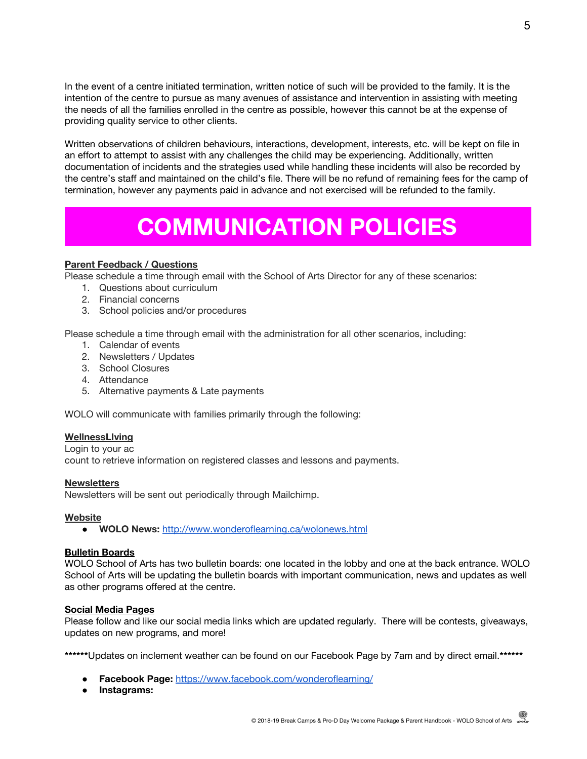In the event of a centre initiated termination, written notice of such will be provided to the family. It is the intention of the centre to pursue as many avenues of assistance and intervention in assisting with meeting the needs of all the families enrolled in the centre as possible, however this cannot be at the expense of providing quality service to other clients.

Written observations of children behaviours, interactions, development, interests, etc. will be kept on file in an effort to attempt to assist with any challenges the child may be experiencing. Additionally, written documentation of incidents and the strategies used while handling these incidents will also be recorded by the centre's staff and maintained on the child's file. There will be no refund of remaining fees for the camp of termination, however any payments paid in advance and not exercised will be refunded to the family.

# COMMUNICATION POLICIES

**Parent Feedback / Questions**

Please schedule a time through email with the School of Arts Director for any of these scenarios:

1. Questions about curriculum
2. Financial concerns
3. School policies and/or procedures

Please schedule a time through email with the administration for all other scenarios, including:

1. Calendar of events
2. Newsletters / Updates
3. School Closures
4. Attendance
5. Alternative payments & Late payments

WOLO will communicate with families primarily through the following:

**WellnessLIving**

Login to your ac
count to retrieve information on registered classes and lessons and payments.

**Newsletters**

Newsletters will be sent out periodically through Mailchimp.

**Website**

- **WOLO News:** http://www.wonderoflearning.ca/wolonews.html

**Bulletin Boards**

WOLO School of Arts has two bulletin boards: one located in the lobby and one at the back entrance. WOLO School of Arts will be updating the bulletin boards with important communication, news and updates as well as other programs offered at the centre.

**Social Media Pages**

Please follow and like our social media links which are updated regularly. There will be contests, giveaways, updates on new programs, and more!

******Updates on inclement weather can be found on our Facebook Page by 7am and by direct email.******

- **Facebook Page:** https://www.facebook.com/wonderoflearning/
- **Instagrams:**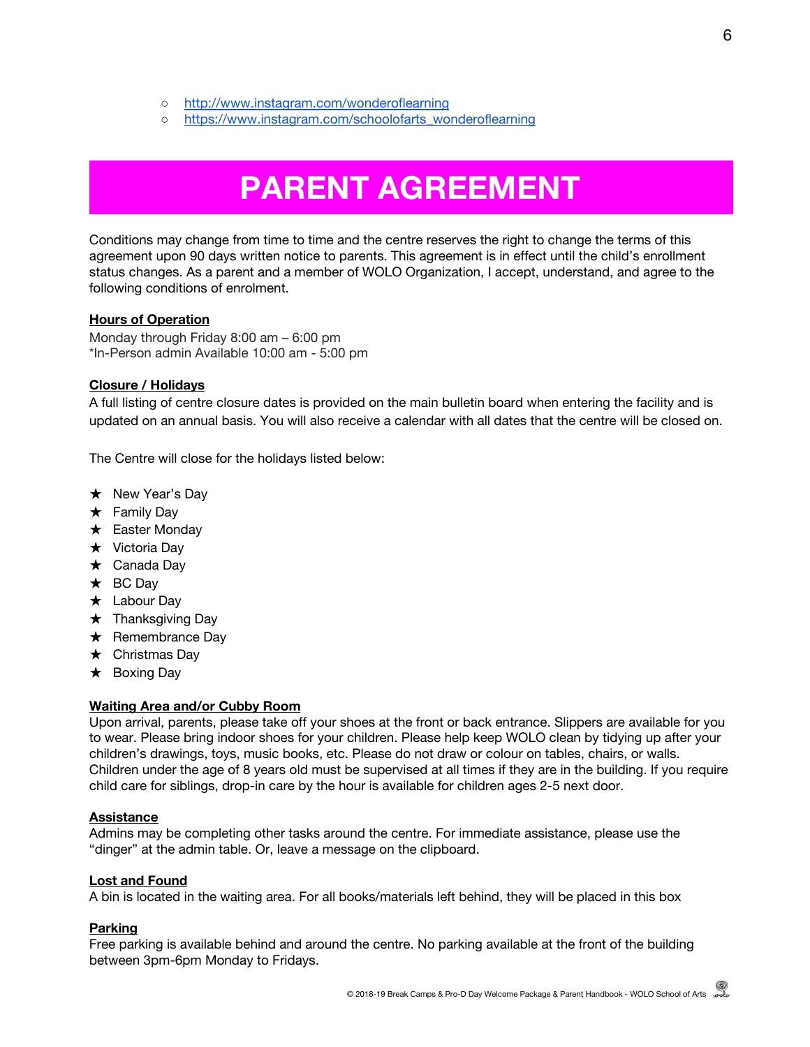- http://www.instagram.com/wonderoflearning
- https://www.instagram.com/schoolofarts_wonderoflearning

# PARENT AGREEMENT

Conditions may change from time to time and the centre reserves the right to change the terms of this agreement upon 90 days written notice to parents. This agreement is in effect until the child's enrollment status changes. As a parent and a member of WOLO Organization, I accept, understand, and agree to the following conditions of enrolment.

**Hours of Operation**

Monday through Friday 8:00 am – 6:00 pm
*In-Person admin Available 10:00 am - 5:00 pm

**Closure / Holidays**

A full listing of centre closure dates is provided on the main bulletin board when entering the facility and is updated on an annual basis. You will also receive a calendar with all dates that the centre will be closed on.

The Centre will close for the holidays listed below:

- New Year's Day
- Family Day
- Easter Monday
- Victoria Day
- Canada Day
- BC Day
- Labour Day
- Thanksgiving Day
- Remembrance Day
- Christmas Day
- Boxing Day

**Waiting Area and/or Cubby Room**

Upon arrival, parents, please take off your shoes at the front or back entrance. Slippers are available for you to wear. Please bring indoor shoes for your children. Please help keep WOLO clean by tidying up after your children's drawings, toys, music books, etc. Please do not draw or colour on tables, chairs, or walls. Children under the age of 8 years old must be supervised at all times if they are in the building. If you require child care for siblings, drop-in care by the hour is available for children ages 2-5 next door.

**Assistance**

Admins may be completing other tasks around the centre. For immediate assistance, please use the "dinger" at the admin table. Or, leave a message on the clipboard.

**Lost and Found**

A bin is located in the waiting area. For all books/materials left behind, they will be placed in this box

**Parking**

Free parking is available behind and around the centre. No parking available at the front of the building between 3pm-6pm Monday to Fridays.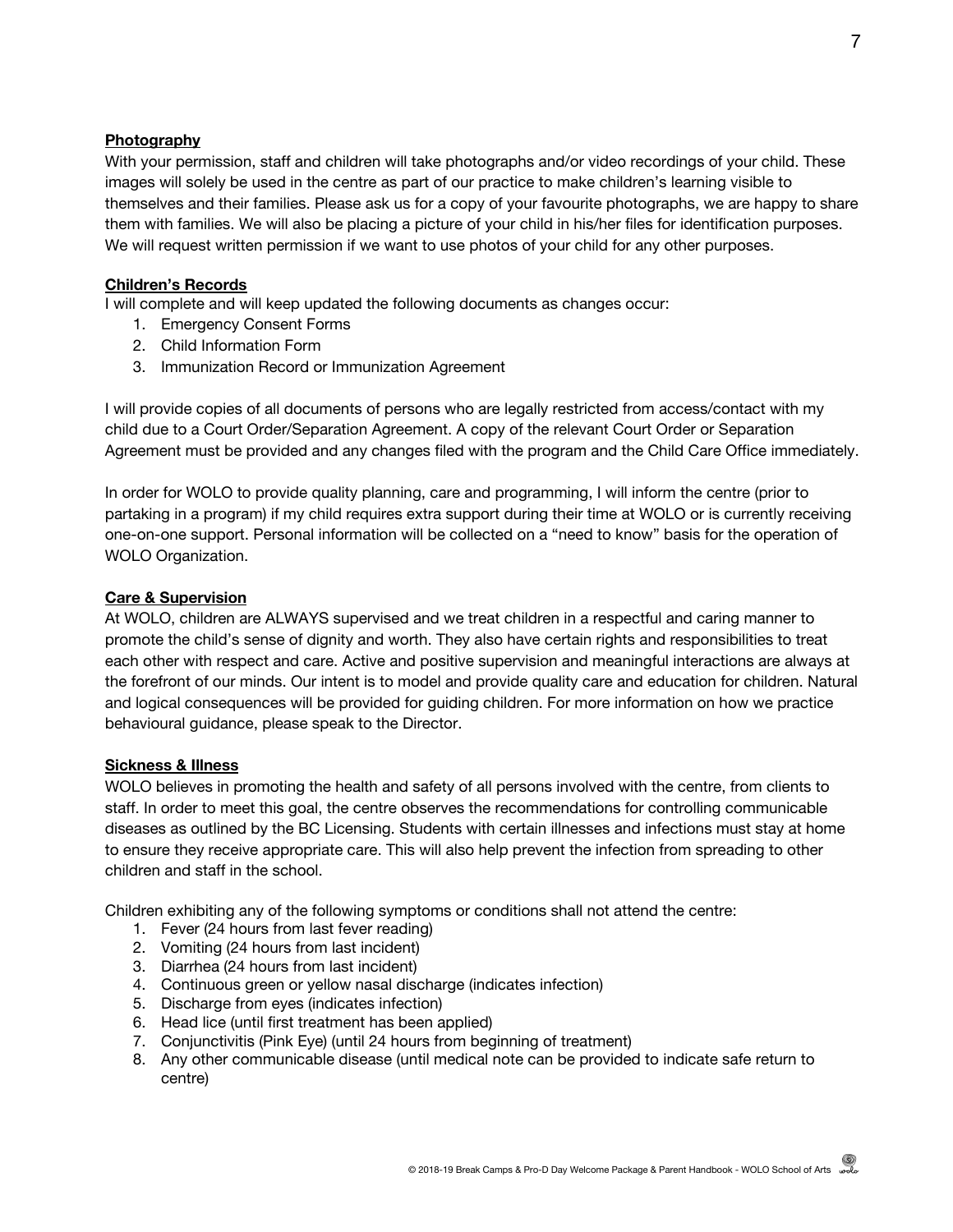**Photography**

With your permission, staff and children will take photographs and/or video recordings of your child. These images will solely be used in the centre as part of our practice to make children's learning visible to themselves and their families. Please ask us for a copy of your favourite photographs, we are happy to share them with families. We will also be placing a picture of your child in his/her files for identification purposes. We will request written permission if we want to use photos of your child for any other purposes.

**Children's Records**

I will complete and will keep updated the following documents as changes occur:

1. Emergency Consent Forms
2. Child Information Form
3. Immunization Record or Immunization Agreement

I will provide copies of all documents of persons who are legally restricted from access/contact with my child due to a Court Order/Separation Agreement. A copy of the relevant Court Order or Separation Agreement must be provided and any changes filed with the program and the Child Care Office immediately.

In order for WOLO to provide quality planning, care and programming, I will inform the centre (prior to partaking in a program) if my child requires extra support during their time at WOLO or is currently receiving one-on-one support. Personal information will be collected on a "need to know" basis for the operation of WOLO Organization.

**Care & Supervision**

At WOLO, children are ALWAYS supervised and we treat children in a respectful and caring manner to promote the child's sense of dignity and worth. They also have certain rights and responsibilities to treat each other with respect and care. Active and positive supervision and meaningful interactions are always at the forefront of our minds. Our intent is to model and provide quality care and education for children. Natural and logical consequences will be provided for guiding children. For more information on how we practice behavioural guidance, please speak to the Director.

**Sickness & Illness**

WOLO believes in promoting the health and safety of all persons involved with the centre, from clients to staff. In order to meet this goal, the centre observes the recommendations for controlling communicable diseases as outlined by the BC Licensing. Students with certain illnesses and infections must stay at home to ensure they receive appropriate care. This will also help prevent the infection from spreading to other children and staff in the school.

Children exhibiting any of the following symptoms or conditions shall not attend the centre:

1. Fever (24 hours from last fever reading)
2. Vomiting (24 hours from last incident)
3. Diarrhea (24 hours from last incident)
4. Continuous green or yellow nasal discharge (indicates infection)
5. Discharge from eyes (indicates infection)
6. Head lice (until first treatment has been applied)
7. Conjunctivitis (Pink Eye) (until 24 hours from beginning of treatment)
8. Any other communicable disease (until medical note can be provided to indicate safe return to centre)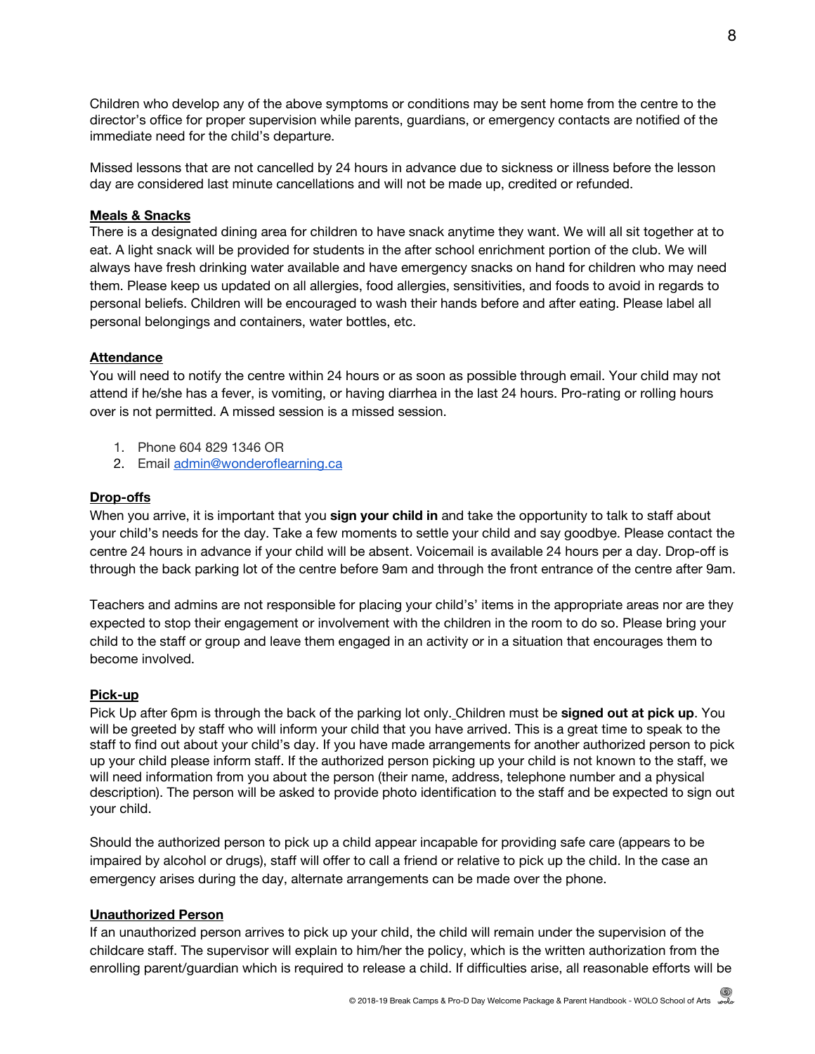Children who develop any of the above symptoms or conditions may be sent home from the centre to the director's office for proper supervision while parents, guardians, or emergency contacts are notified of the immediate need for the child's departure.

Missed lessons that are not cancelled by 24 hours in advance due to sickness or illness before the lesson day are considered last minute cancellations and will not be made up, credited or refunded.

**Meals & Snacks**

There is a designated dining area for children to have snack anytime they want. We will all sit together at to eat. A light snack will be provided for students in the after school enrichment portion of the club. We will always have fresh drinking water available and have emergency snacks on hand for children who may need them. Please keep us updated on all allergies, food allergies, sensitivities, and foods to avoid in regards to personal beliefs. Children will be encouraged to wash their hands before and after eating. Please label all personal belongings and containers, water bottles, etc.

**Attendance**

You will need to notify the centre within 24 hours or as soon as possible through email. Your child may not attend if he/she has a fever, is vomiting, or having diarrhea in the last 24 hours. Pro-rating or rolling hours over is not permitted. A missed session is a missed session.

1. Phone 604 829 1346 OR
2. Email admin@wonderoflearning.ca

**Drop-offs**

When you arrive, it is important that you **sign your child in** and take the opportunity to talk to staff about your child's needs for the day. Take a few moments to settle your child and say goodbye. Please contact the centre 24 hours in advance if your child will be absent. Voicemail is available 24 hours per a day. Drop-off is through the back parking lot of the centre before 9am and through the front entrance of the centre after 9am.

Teachers and admins are not responsible for placing your child's' items in the appropriate areas nor are they expected to stop their engagement or involvement with the children in the room to do so. Please bring your child to the staff or group and leave them engaged in an activity or in a situation that encourages them to become involved.

**Pick-up**

Pick Up after 6pm is through the back of the parking lot only. Children must be **signed out at pick up**. You will be greeted by staff who will inform your child that you have arrived. This is a great time to speak to the staff to find out about your child's day. If you have made arrangements for another authorized person to pick up your child please inform staff. If the authorized person picking up your child is not known to the staff, we will need information from you about the person (their name, address, telephone number and a physical description). The person will be asked to provide photo identification to the staff and be expected to sign out your child.

Should the authorized person to pick up a child appear incapable for providing safe care (appears to be impaired by alcohol or drugs), staff will offer to call a friend or relative to pick up the child. In the case an emergency arises during the day, alternate arrangements can be made over the phone.

**Unauthorized Person**

If an unauthorized person arrives to pick up your child, the child will remain under the supervision of the childcare staff. The supervisor will explain to him/her the policy, which is the written authorization from the enrolling parent/guardian which is required to release a child. If difficulties arise, all reasonable efforts will be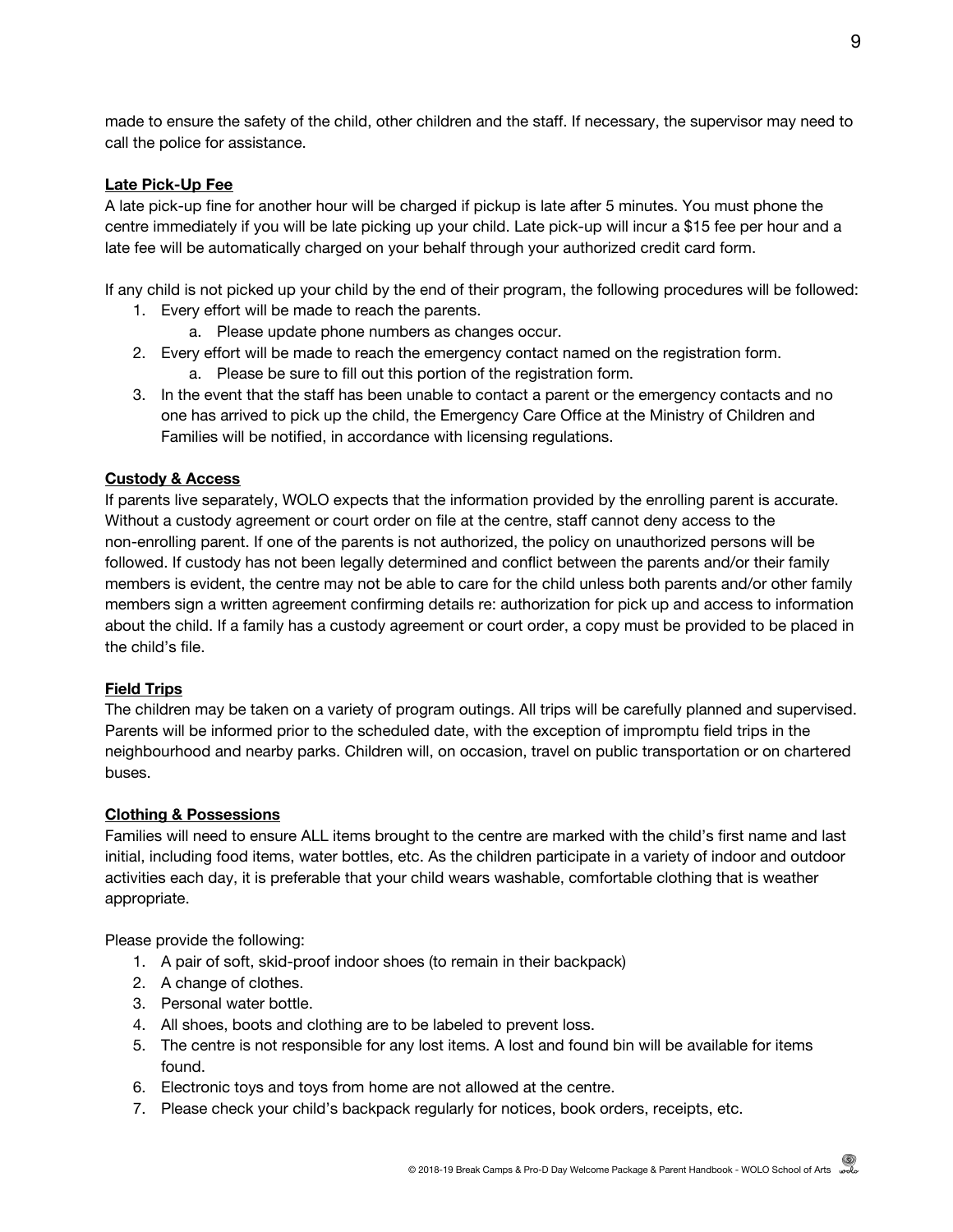made to ensure the safety of the child, other children and the staff. If necessary, the supervisor may need to call the police for assistance.

**Late Pick-Up Fee**

A late pick-up fine for another hour will be charged if pickup is late after 5 minutes. You must phone the centre immediately if you will be late picking up your child. Late pick-up will incur a $15 fee per hour and a late fee will be automatically charged on your behalf through your authorized credit card form.

If any child is not picked up your child by the end of their program, the following procedures will be followed:

1. Every effort will be made to reach the parents.
   a. Please update phone numbers as changes occur.
2. Every effort will be made to reach the emergency contact named on the registration form.
   a. Please be sure to fill out this portion of the registration form.
3. In the event that the staff has been unable to contact a parent or the emergency contacts and no one has arrived to pick up the child, the Emergency Care Office at the Ministry of Children and Families will be notified, in accordance with licensing regulations.

**Custody & Access**

If parents live separately, WOLO expects that the information provided by the enrolling parent is accurate. Without a custody agreement or court order on file at the centre, staff cannot deny access to the non-enrolling parent. If one of the parents is not authorized, the policy on unauthorized persons will be followed. If custody has not been legally determined and conflict between the parents and/or their family members is evident, the centre may not be able to care for the child unless both parents and/or other family members sign a written agreement confirming details re: authorization for pick up and access to information about the child. If a family has a custody agreement or court order, a copy must be provided to be placed in the child's file.

**Field Trips**

The children may be taken on a variety of program outings. All trips will be carefully planned and supervised. Parents will be informed prior to the scheduled date, with the exception of impromptu field trips in the neighbourhood and nearby parks. Children will, on occasion, travel on public transportation or on chartered buses.

**Clothing & Possessions**

Families will need to ensure ALL items brought to the centre are marked with the child's first name and last initial, including food items, water bottles, etc. As the children participate in a variety of indoor and outdoor activities each day, it is preferable that your child wears washable, comfortable clothing that is weather appropriate.

Please provide the following:

1. A pair of soft, skid-proof indoor shoes (to remain in their backpack)
2. A change of clothes.
3. Personal water bottle.
4. All shoes, boots and clothing are to be labeled to prevent loss.
5. The centre is not responsible for any lost items. A lost and found bin will be available for items found.
6. Electronic toys and toys from home are not allowed at the centre.
7. Please check your child's backpack regularly for notices, book orders, receipts, etc.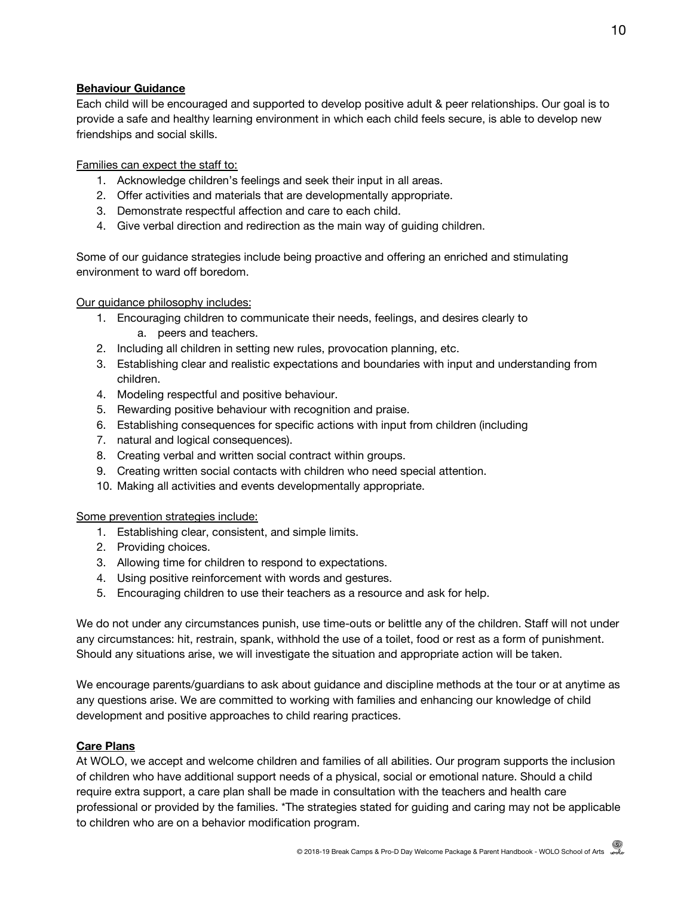**Behaviour Guidance**

Each child will be encouraged and supported to develop positive adult & peer relationships. Our goal is to provide a safe and healthy learning environment in which each child feels secure, is able to develop new friendships and social skills.

Families can expect the staff to:

1. Acknowledge children's feelings and seek their input in all areas.
2. Offer activities and materials that are developmentally appropriate.
3. Demonstrate respectful affection and care to each child.
4. Give verbal direction and redirection as the main way of guiding children.

Some of our guidance strategies include being proactive and offering an enriched and stimulating environment to ward off boredom.

Our guidance philosophy includes:

1. Encouraging children to communicate their needs, feelings, and desires clearly to
    a. peers and teachers.
2. Including all children in setting new rules, provocation planning, etc.
3. Establishing clear and realistic expectations and boundaries with input and understanding from children.
4. Modeling respectful and positive behaviour.
5. Rewarding positive behaviour with recognition and praise.
6. Establishing consequences for specific actions with input from children (including
7. natural and logical consequences).
8. Creating verbal and written social contract within groups.
9. Creating written social contacts with children who need special attention.
10. Making all activities and events developmentally appropriate.

Some prevention strategies include:

1. Establishing clear, consistent, and simple limits.
2. Providing choices.
3. Allowing time for children to respond to expectations.
4. Using positive reinforcement with words and gestures.
5. Encouraging children to use their teachers as a resource and ask for help.

We do not under any circumstances punish, use time-outs or belittle any of the children. Staff will not under any circumstances: hit, restrain, spank, withhold the use of a toilet, food or rest as a form of punishment. Should any situations arise, we will investigate the situation and appropriate action will be taken.

We encourage parents/guardians to ask about guidance and discipline methods at the tour or at anytime as any questions arise. We are committed to working with families and enhancing our knowledge of child development and positive approaches to child rearing practices.

**Care Plans**

At WOLO, we accept and welcome children and families of all abilities. Our program supports the inclusion of children who have additional support needs of a physical, social or emotional nature. Should a child require extra support, a care plan shall be made in consultation with the teachers and health care professional or provided by the families. *The strategies stated for guiding and caring may not be applicable to children who are on a behavior modification program.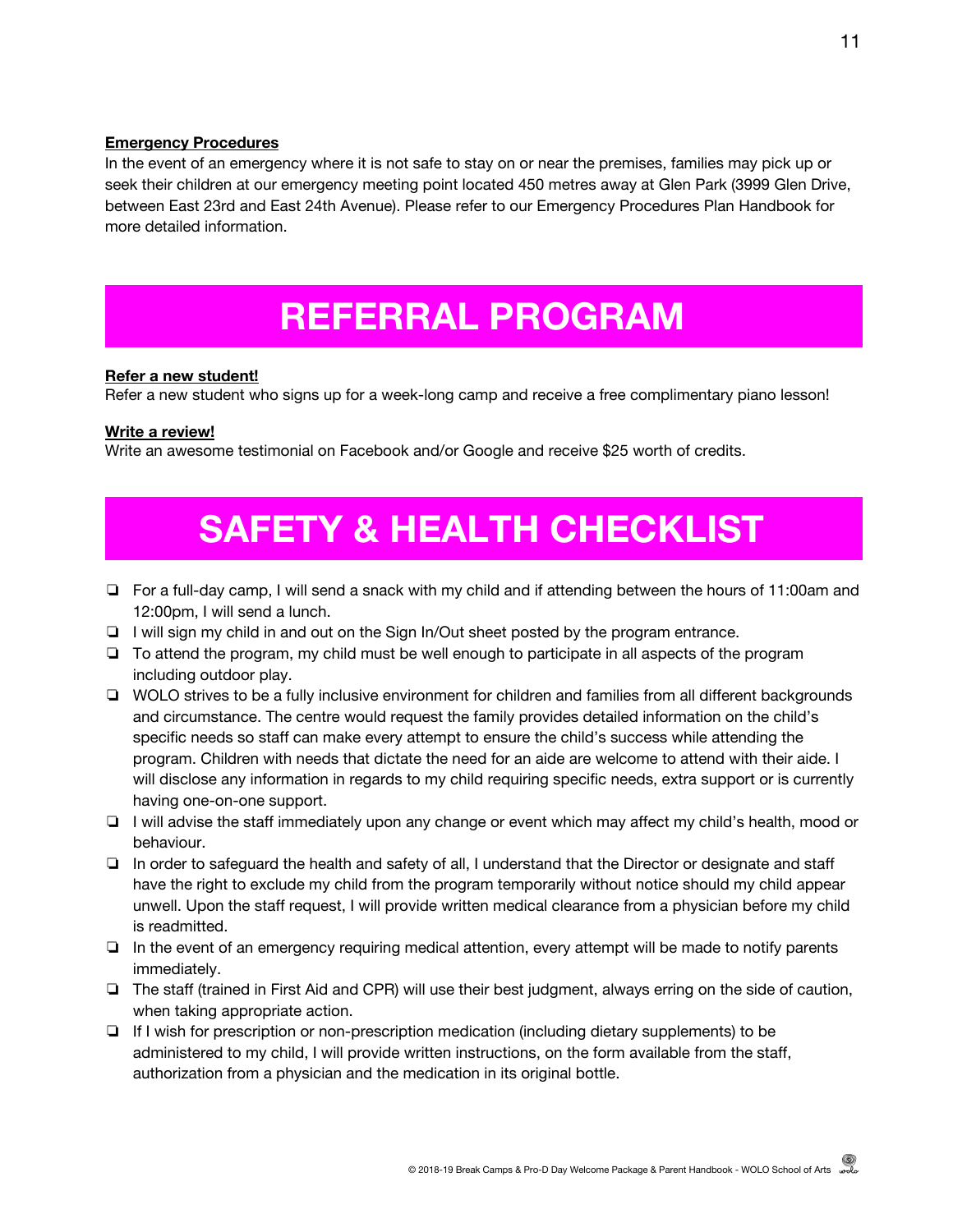**Emergency Procedures**

In the event of an emergency where it is not safe to stay on or near the premises, families may pick up or seek their children at our emergency meeting point located 450 metres away at Glen Park (3999 Glen Drive, between East 23rd and East 24th Avenue). Please refer to our Emergency Procedures Plan Handbook for more detailed information.

# REFERRAL PROGRAM

**Refer a new student!**

Refer a new student who signs up for a week-long camp and receive a free complimentary piano lesson!

**Write a review!**

Write an awesome testimonial on Facebook and/or Google and receive $25 worth of credits.

# SAFETY & HEALTH CHECKLIST

- ❏ For a full-day camp, I will send a snack with my child and if attending between the hours of 11:00am and 12:00pm, I will send a lunch.
- ❏ I will sign my child in and out on the Sign In/Out sheet posted by the program entrance.
- ❏ To attend the program, my child must be well enough to participate in all aspects of the program including outdoor play.
- ❏ WOLO strives to be a fully inclusive environment for children and families from all different backgrounds and circumstance. The centre would request the family provides detailed information on the child's specific needs so staff can make every attempt to ensure the child's success while attending the program. Children with needs that dictate the need for an aide are welcome to attend with their aide. I will disclose any information in regards to my child requiring specific needs, extra support or is currently having one-on-one support.
- ❏ I will advise the staff immediately upon any change or event which may affect my child's health, mood or behaviour.
- ❏ In order to safeguard the health and safety of all, I understand that the Director or designate and staff have the right to exclude my child from the program temporarily without notice should my child appear unwell. Upon the staff request, I will provide written medical clearance from a physician before my child is readmitted.
- ❏ In the event of an emergency requiring medical attention, every attempt will be made to notify parents immediately.
- ❏ The staff (trained in First Aid and CPR) will use their best judgment, always erring on the side of caution, when taking appropriate action.
- ❏ If I wish for prescription or non-prescription medication (including dietary supplements) to be administered to my child, I will provide written instructions, on the form available from the staff, authorization from a physician and the medication in its original bottle.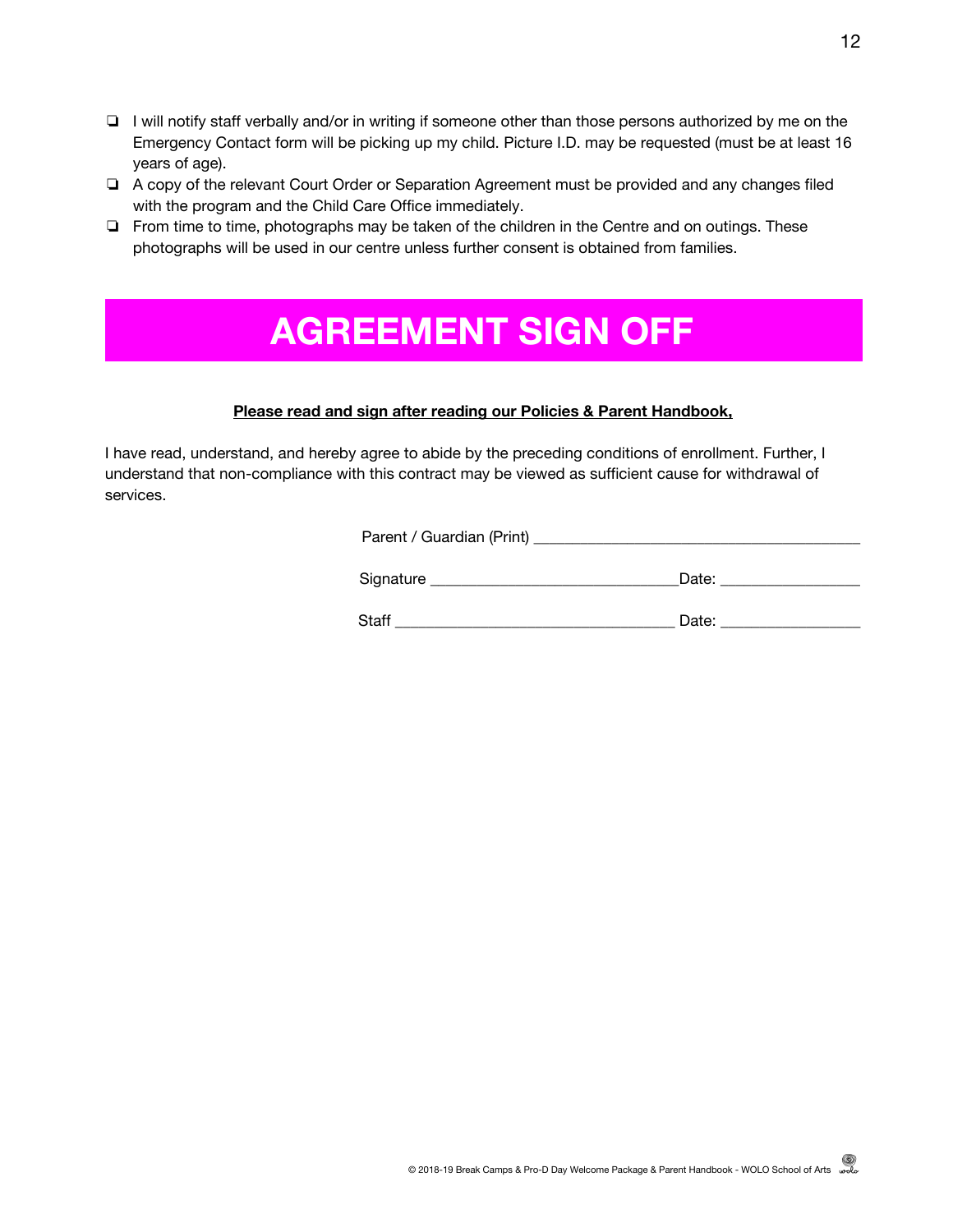- ❑ I will notify staff verbally and/or in writing if someone other than those persons authorized by me on the Emergency Contact form will be picking up my child. Picture I.D. may be requested (must be at least 16 years of age).
- ❑ A copy of the relevant Court Order or Separation Agreement must be provided and any changes filed with the program and the Child Care Office immediately.
- ❑ From time to time, photographs may be taken of the children in the Centre and on outings. These photographs will be used in our centre unless further consent is obtained from families.

# AGREEMENT SIGN OFF

**Please read and sign after reading our Policies & Parent Handbook,**

I have read, understand, and hereby agree to abide by the preceding conditions of enrollment. Further, I understand that non-compliance with this contract may be viewed as sufficient cause for withdrawal of services.

Parent / Guardian (Print) ________________________________________

Signature ______________________________ Date: _________________

Staff __________________________________ Date: _________________